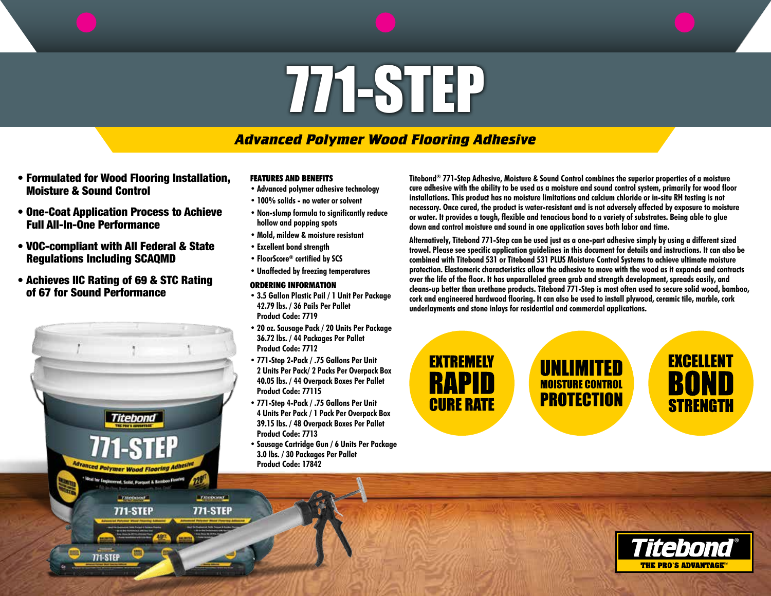# 771-STEP

## *Advanced Polymer Wood Flooring Adhesive*

- **Formulated for Wood Flooring Installation, Moisture & Sound Control**
- **One-Coat Application Process to Achieve Full All-In-One Performance**
- **VOC-compliant with All Federal & State Regulations Including SCAQMD**
- **Achieves IIC Rating of 69 & STC Rating of 67 for Sound Performance**

### FEATURES AND BENEFITS

- Advanced polymer adhesive technology
- 100% solids - no water or solvent
- Non-slump formula to significantly reduce hollow and popping spots
- Mold, mildew & moisture resistant
- Excellent bond strength
- FloorScore® certified by SCS
- Unaffected by freezing temperatures

### ORDERING INFORMATION

- 3.5 Gallon Plastic Pail / 1 Unit Per Package
  42.79 lbs. / 36 Pails Per Pallet
  Product Code: 7719
- 20 oz. Sausage Pack / 20 Units Per Package
  36.72 lbs. / 44 Packages Per Pallet
  Product Code: 7712
- 771-Step 2-Pack / .75 Gallons Per Unit
  2 Units Per Pack/ 2 Packs Per Overpack Box
  40.05 lbs. / 44 Overpack Boxes Per Pallet
  Product Code: 77115
- 771-Step 4-Pack / .75 Gallons Per Unit
  4 Units Per Pack / 1 Pack Per Overpack Box
  39.15 lbs. / 48 Overpack Boxes Per Pallet
  Product Code: 7713
- Sausage Cartridge Gun / 6 Units Per Package
  3.0 lbs. / 30 Packages Per Pallet
  Product Code: 17842

Titebond® 771-Step Adhesive, Moisture & Sound Control combines the superior properties of a moisture cure adhesive with the ability to be used as a moisture and sound control system, primarily for wood floor installations. This product has no moisture limitations and calcium chloride or in-situ RH testing is not necessary. Once cured, the product is water-resistant and is not adversely affected by exposure to moisture or water. It provides a tough, flexible and tenacious bond to a variety of substrates. Being able to glue down and control moisture and sound in one application saves both labor and time.

Alternatively, Titebond 771-Step can be used just as a one-part adhesive simply by using a different sized trowel. Please see specific application guidelines in this document for details and instructions. It can also be combined with Titebond 531 or Titebond 531 PLUS Moisture Control Systems to achieve ultimate moisture protection. Elastomeric characteristics allow the adhesive to move with the wood as it expands and contracts over the life of the floor. It has unparalleled green grab and strength development, spreads easily, and cleans-up better than urethane products. Titebond 771-Step is most often used to secure solid wood, bamboo, cork and engineered hardwood flooring. It can also be used to install plywood, ceramic tile, marble, cork underlayments and stone inlays for residential and commercial applications.

**EXTREMELY RAPID CURE RATE**

**UNLIMITED MOISTURE CONTROL PROTECTION**

**EXCELLENT BOND STRENGTH**

Titebond® THE PRO'S ADVANTAGE™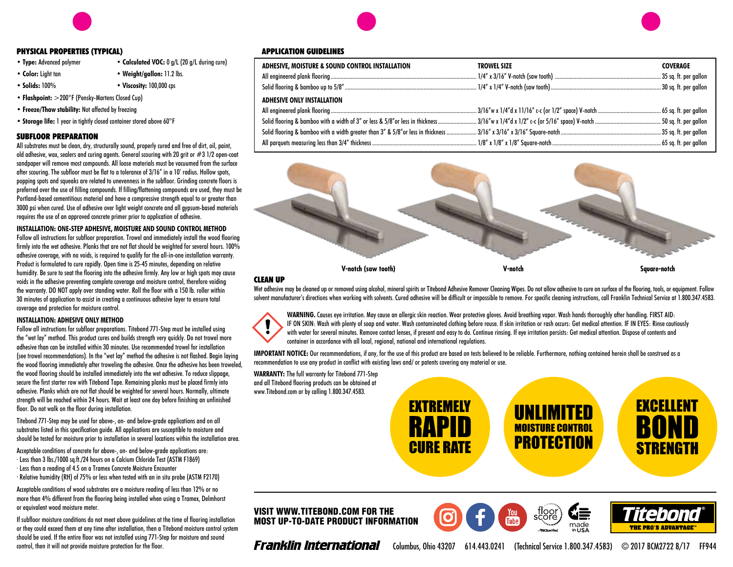## PHYSICAL PROPERTIES (TYPICAL)

- **Type:** Advanced polymer
- **Color:** Light tan
- **Solids:** 100%
- **Calculated VOC:** 0 g/L (20 g/L during cure)
- **Weight/gallon:** 11.2 lbs.
- **Viscosity:** 100,000 cps
- **Flashpoint:** >200°F (Pensky-Martens Closed Cup)
- **Freeze/Thaw stability:** Not affected by freezing
- **Storage life:** 1 year in tightly closed container stored above 60°F

## SUBFLOOR PREPARATION

All substrates must be clean, dry, structurally sound, properly cured and free of dirt, oil, paint, old adhesive, wax, sealers and curing agents. General scouring with 20 grit or #3 1/2 open-coat sandpaper will remove most compounds. All loose materials must be vacuumed from the surface after scouring. The subfloor must be flat to a tolerance of 3/16" in a 10' radius. Hollow spots, popping spots and squeaks are related to unevenness in the subfloor. Grinding concrete floors is preferred over the use of filling compounds. If filling/flattening compounds are used, they must be Portland-based cementitious material and have a compressive strength equal to or greater than 3000 psi when cured. Use of adhesive over light weight concrete and all gypsum-based materials requires the use of an approved concrete primer prior to application of adhesive.

### INSTALLATION: ONE-STEP ADHESIVE, MOISTURE AND SOUND CONTROL METHOD

Follow all instructions for subfloor preparation. Trowel and immediately install the wood flooring firmly into the wet adhesive. Planks that are not flat should be weighted for several hours. 100% adhesive coverage, with no voids, is required to qualify for the all-in-one installation warranty. Product is formulated to cure rapidly. Open time is 25-45 minutes, depending on relative humidity. Be sure to seat the flooring into the adhesive firmly. Any low or high spots may cause voids in the adhesive preventing complete coverage and moisture control, therefore voiding the warranty. DO NOT apply over standing water. Roll the floor with a 150 lb. roller within 30 minutes of application to assist in creating a continuous adhesive layer to ensure total coverage and protection for moisture control.

### INSTALLATION: ADHESIVE ONLY METHOD

Follow all instructions for subfloor preparations. Titebond 771-Step must be installed using the "wet lay" method. This product cures and builds strength very quickly. Do not trowel more adhesive than can be installed within 30 minutes. Use recommended trowel for installation (see trowel recommendations). In the "wet lay" method the adhesive is not flashed. Begin laying the wood flooring immediately after troweling the adhesive. Once the adhesive has been troweled, the wood flooring should be installed immediately into the wet adhesive. To reduce slippage, secure the first starter row with Titebond Tape. Remaining planks must be placed firmly into adhesive. Planks which are not flat should be weighted for several hours. Normally, ultimate strength will be reached within 24 hours. Wait at least one day before finishing an unfinished floor. Do not walk on the floor during installation.

Titebond 771-Step may be used for above-, on- and below-grade applications and on all substrates listed in this specification guide. All applications are susceptible to moisture and should be tested for moisture prior to installation in several locations within the installation area.

Acceptable conditions of concrete for above-, on- and below-grade applications are:
· Less than 3 lbs./1000 sq.ft./24 hours on a Calcium Chloride Test (ASTM F1869)
· Less than a reading of 4.5 on a Tramex Concrete Moisture Encounter
· Relative humidity (RH) of 75% or less when tested with an in situ probe (ASTM F2170)

Acceptable conditions of wood substrates are a moisture reading of less than 12% or no more than 4% different from the flooring being installed when using a Tramex, Delmhorst or equivalent wood moisture meter.

If subfloor moisture conditions do not meet above guidelines at the time of flooring installation or they could exceed them at any time after installation, then a Titebond moisture control system should be used. If the entire floor was not installed using 771-Step for moisture and sound control, then it will not provide moisture protection for the floor.

## APPLICATION GUIDELINES

| ADHESIVE, MOISTURE & SOUND CONTROL INSTALLATION | TROWEL SIZE | COVERAGE |
|---|---|---|
| All engineered plank flooring | 1/4" x 3/16" V-notch (saw tooth) | 35 sq. ft. per gallon |
| Solid flooring & bamboo up to 5/8" | 1/4" x 1/4" V-notch (saw tooth) | 30 sq. ft. per gallon |
| **ADHESIVE ONLY INSTALLATION** | | |
| All engineered plank flooring | 3/16"w x 1/4"d x 11/16" c-c (or 1/2" space) V-notch | 65 sq. ft. per gallon |
| Solid flooring & bamboo with a width of 3" or less & 5/8"or less in thickness | 3/16"w x 1/4"d x 1/2" c-c (or 5/16" space) V-notch | 50 sq. ft. per gallon |
| Solid flooring & bamboo with a width greater than 3" & 5/8"or less in thickness | 3/16" x 3/16" x 3/16" Square-notch | 35 sq. ft. per gallon |
| All parquets measuring less than 3/4" thickness | 1/8" x 1/8" x 1/8" Square-notch | 65 sq. ft. per gallon |

V-notch (saw tooth) V-notch Square-notch

## CLEAN UP

Wet adhesive may be cleaned up or removed using alcohol, mineral spirits or Titebond Adhesive Remover Cleaning Wipes. Do not allow adhesive to cure on surface of the flooring, tools, or equipment. Follow solvent manufacturer's directions when working with solvents. Cured adhesive will be difficult or impossible to remove. For specific cleaning instructions, call Franklin Technical Service at 1.800.347.4583.

**WARNING.** Causes eye irritation. May cause an allergic skin reaction. Wear protective gloves. Avoid breathing vapor. Wash hands thoroughly after handling. FIRST AID: IF ON SKIN: Wash with plenty of soap and water. Wash contaminated clothing before reuse. If skin irritation or rash occurs: Get medical attention. IF IN EYES: Rinse cautiously with water for several minutes. Remove contact lenses, if present and easy to do. Continue rinsing. If eye irritation persists: Get medical attention. Dispose of contents and container in accordance with all local, regional, national and international regulations.

**IMPORTANT NOTICE:** Our recommendations, if any, for the use of this product are based on tests believed to be reliable. Furthermore, nothing contained herein shall be construed as a recommendation to use any product in conflict with existing laws and/ or patents covering any material or use.

**WARRANTY:** The full warranty for Titebond 771-Step and all Titebond flooring products can be obtained at www.Titebond.com or by calling 1.800.347.4583.

EXTREMELY RAPID CURE RATE

UNLIMITED MOISTURE CONTROL PROTECTION

EXCELLENT BOND STRENGTH

**VISIT WWW.TITEBOND.COM FOR THE MOST UP-TO-DATE PRODUCT INFORMATION**

Titebond® THE PRO'S ADVANTAGE™

Franklin International Columbus, Ohio 43207 614.443.0241 (Technical Service 1.800.347.4583) © 2017 BCM2722 8/17 FF944